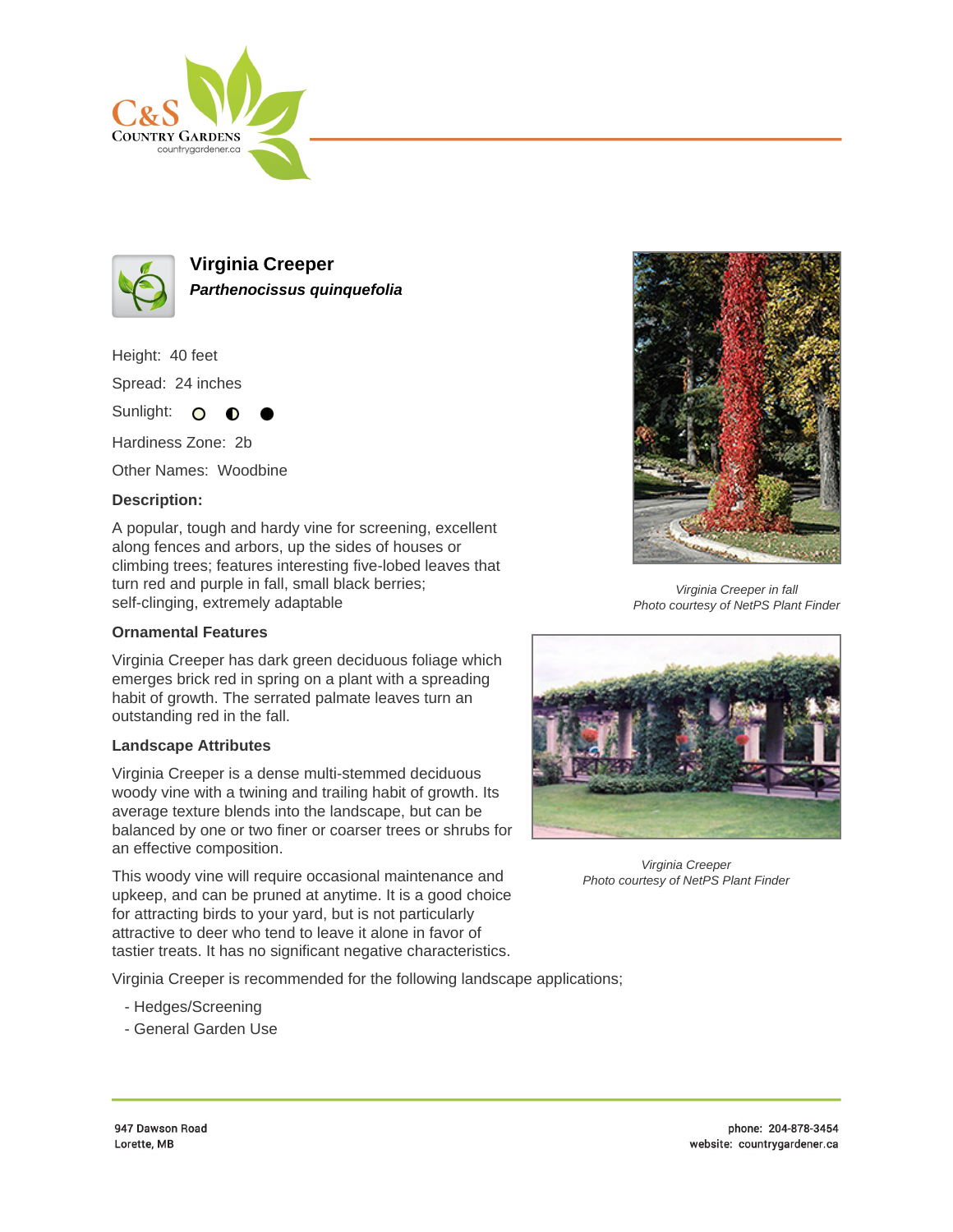# Virginia Creeper

***Parthenocissus quinquefolia***

Height: 40 feet

Spread: 24 inches

Sunlight: ○ ◐ ●

Hardiness Zone: 2b

Other Names: Woodbine

**Description:**

A popular, tough and hardy vine for screening, excellent along fences and arbors, up the sides of houses or climbing trees; features interesting five-lobed leaves that turn red and purple in fall, small black berries; self-clinging, extremely adaptable

**Ornamental Features**

Virginia Creeper has dark green deciduous foliage which emerges brick red in spring on a plant with a spreading habit of growth. The serrated palmate leaves turn an outstanding red in the fall.

**Landscape Attributes**

Virginia Creeper is a dense multi-stemmed deciduous woody vine with a twining and trailing habit of growth. Its average texture blends into the landscape, but can be balanced by one or two finer or coarser trees or shrubs for an effective composition.

This woody vine will require occasional maintenance and upkeep, and can be pruned at anytime. It is a good choice for attracting birds to your yard, but is not particularly attractive to deer who tend to leave it alone in favor of tastier treats. It has no significant negative characteristics.

Virginia Creeper is recommended for the following landscape applications;

- Hedges/Screening
- General Garden Use

*Virginia Creeper in fall*
*Photo courtesy of NetPS Plant Finder*

*Virginia Creeper*
*Photo courtesy of NetPS Plant Finder*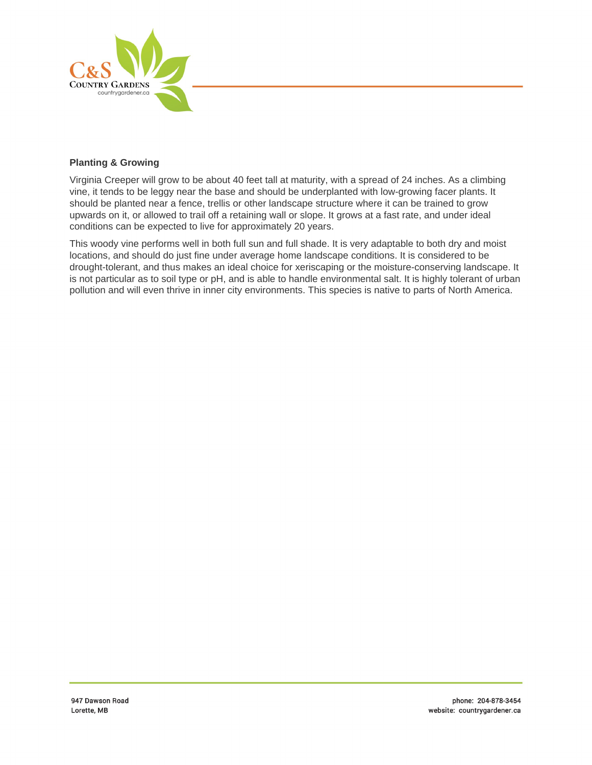## Planting & Growing

Virginia Creeper will grow to be about 40 feet tall at maturity, with a spread of 24 inches. As a climbing vine, it tends to be leggy near the base and should be underplanted with low-growing facer plants. It should be planted near a fence, trellis or other landscape structure where it can be trained to grow upwards on it, or allowed to trail off a retaining wall or slope. It grows at a fast rate, and under ideal conditions can be expected to live for approximately 20 years.

This woody vine performs well in both full sun and full shade. It is very adaptable to both dry and moist locations, and should do just fine under average home landscape conditions. It is considered to be drought-tolerant, and thus makes an ideal choice for xeriscaping or the moisture-conserving landscape. It is not particular as to soil type or pH, and is able to handle environmental salt. It is highly tolerant of urban pollution and will even thrive in inner city environments. This species is native to parts of North America.